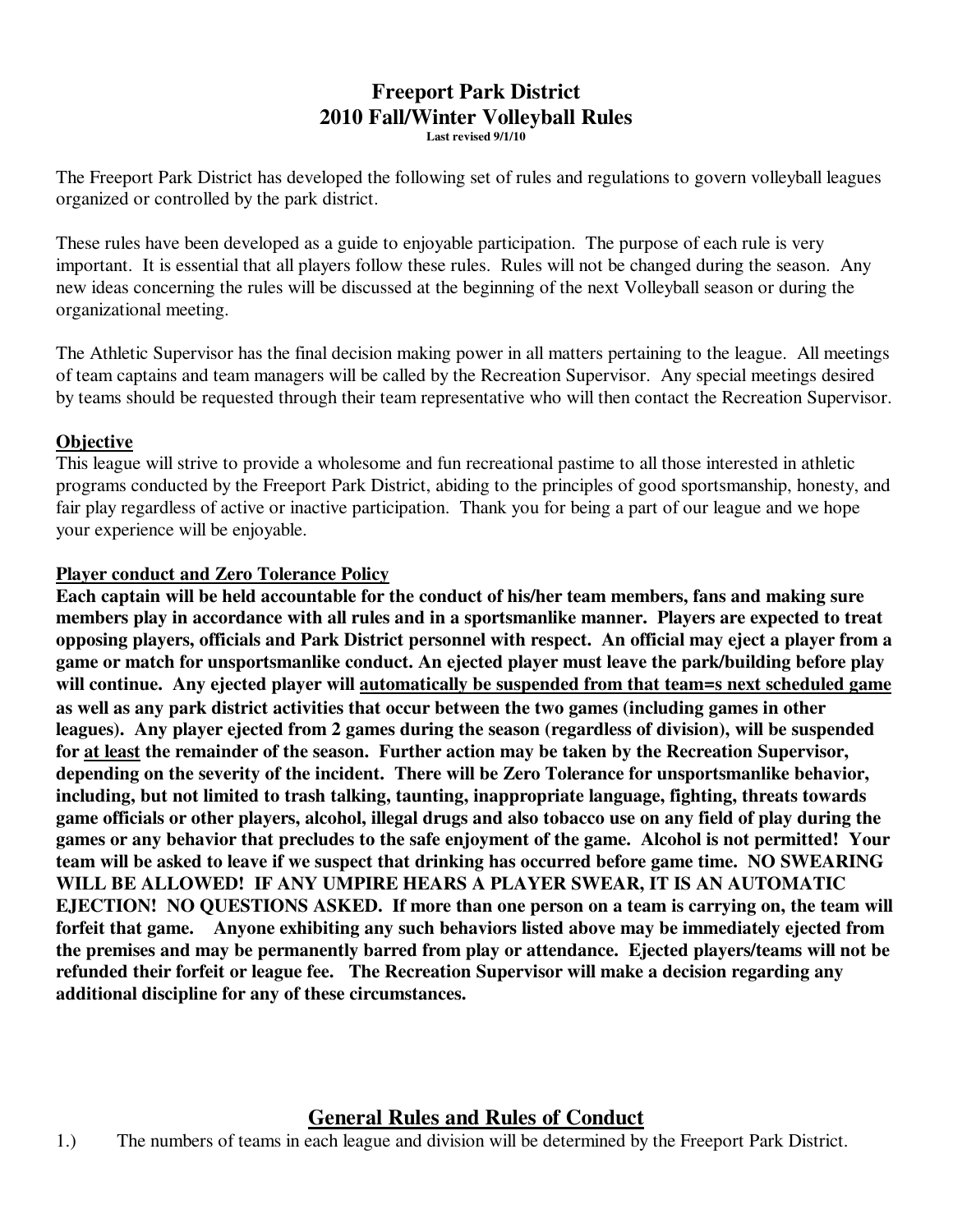# Freeport Park District
# 2010 Fall/Winter Volleyball Rules

**Last revised 9/1/10**

The Freeport Park District has developed the following set of rules and regulations to govern volleyball leagues organized or controlled by the park district.

These rules have been developed as a guide to enjoyable participation. The purpose of each rule is very important. It is essential that all players follow these rules. Rules will not be changed during the season. Any new ideas concerning the rules will be discussed at the beginning of the next Volleyball season or during the organizational meeting.

The Athletic Supervisor has the final decision making power in all matters pertaining to the league. All meetings of team captains and team managers will be called by the Recreation Supervisor. Any special meetings desired by teams should be requested through their team representative who will then contact the Recreation Supervisor.

## Objective

This league will strive to provide a wholesome and fun recreational pastime to all those interested in athletic programs conducted by the Freeport Park District, abiding to the principles of good sportsmanship, honesty, and fair play regardless of active or inactive participation. Thank you for being a part of our league and we hope your experience will be enjoyable.

## Player conduct and Zero Tolerance Policy

**Each captain will be held accountable for the conduct of his/her team members, fans and making sure members play in accordance with all rules and in a sportsmanlike manner. Players are expected to treat opposing players, officials and Park District personnel with respect. An official may eject a player from a game or match for unsportsmanlike conduct. An ejected player must leave the park/building before play will continue. Any ejected player will <u>automatically be suspended from that team=s next scheduled game</u> as well as any park district activities that occur between the two games (including games in other leagues). Any player ejected from 2 games during the season (regardless of division), will be suspended for <u>at least</u> the remainder of the season. Further action may be taken by the Recreation Supervisor, depending on the severity of the incident. There will be Zero Tolerance for unsportsmanlike behavior, including, but not limited to trash talking, taunting, inappropriate language, fighting, threats towards game officials or other players, alcohol, illegal drugs and also tobacco use on any field of play during the games or any behavior that precludes to the safe enjoyment of the game. Alcohol is not permitted! Your team will be asked to leave if we suspect that drinking has occurred before game time. NO SWEARING WILL BE ALLOWED! IF ANY UMPIRE HEARS A PLAYER SWEAR, IT IS AN AUTOMATIC EJECTION! NO QUESTIONS ASKED. If more than one person on a team is carrying on, the team will forfeit that game. Anyone exhibiting any such behaviors listed above may be immediately ejected from the premises and may be permanently barred from play or attendance. Ejected players/teams will not be refunded their forfeit or league fee. The Recreation Supervisor will make a decision regarding any additional discipline for any of these circumstances.**

## General Rules and Rules of Conduct

1.) The numbers of teams in each league and division will be determined by the Freeport Park District.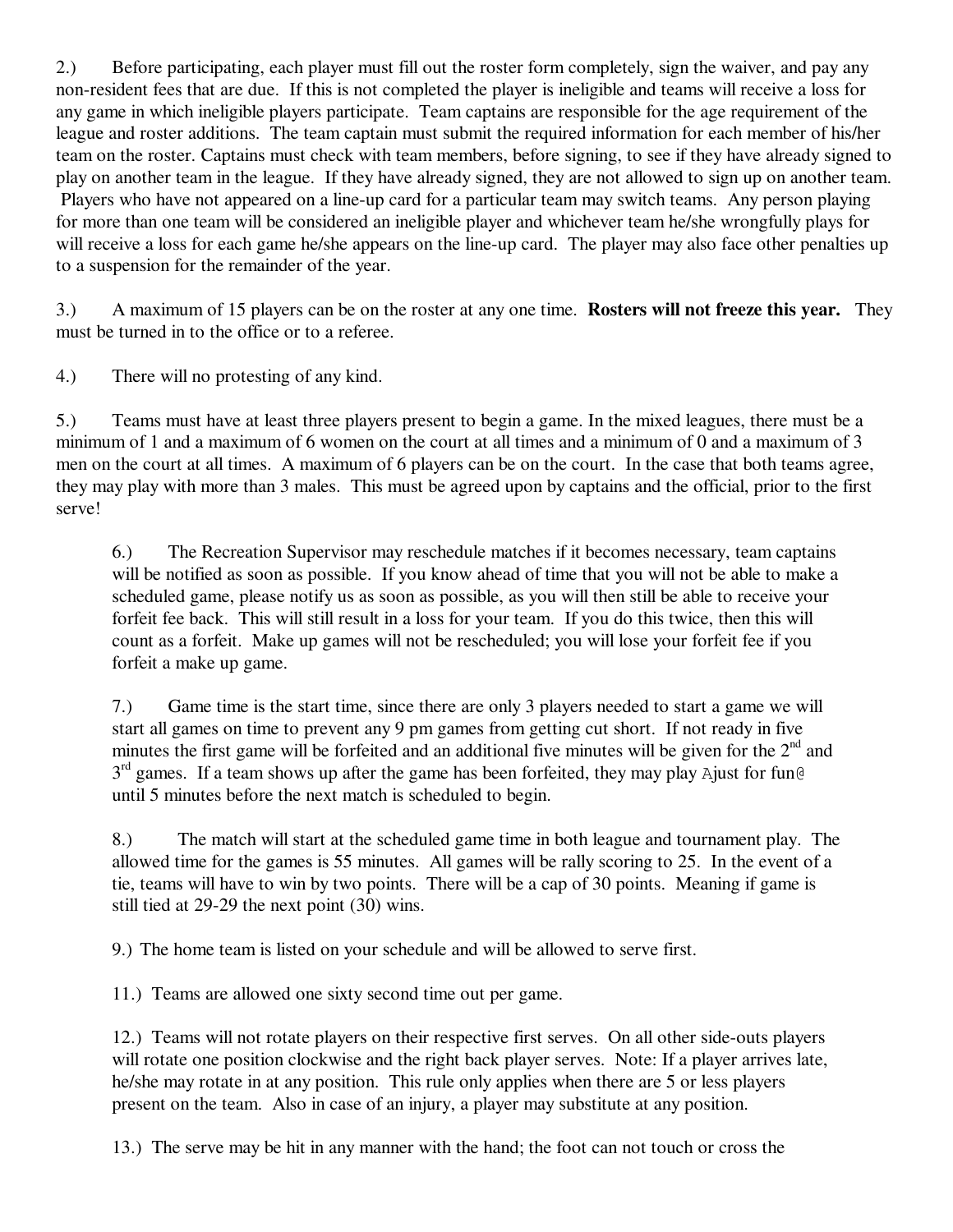2.) Before participating, each player must fill out the roster form completely, sign the waiver, and pay any non-resident fees that are due. If this is not completed the player is ineligible and teams will receive a loss for any game in which ineligible players participate. Team captains are responsible for the age requirement of the league and roster additions. The team captain must submit the required information for each member of his/her team on the roster. Captains must check with team members, before signing, to see if they have already signed to play on another team in the league. If they have already signed, they are not allowed to sign up on another team. Players who have not appeared on a line-up card for a particular team may switch teams. Any person playing for more than one team will be considered an ineligible player and whichever team he/she wrongfully plays for will receive a loss for each game he/she appears on the line-up card. The player may also face other penalties up to a suspension for the remainder of the year.

3.) A maximum of 15 players can be on the roster at any one time. **Rosters will not freeze this year.** They must be turned in to the office or to a referee.

4.) There will no protesting of any kind.

5.) Teams must have at least three players present to begin a game. In the mixed leagues, there must be a minimum of 1 and a maximum of 6 women on the court at all times and a minimum of 0 and a maximum of 3 men on the court at all times. A maximum of 6 players can be on the court. In the case that both teams agree, they may play with more than 3 males. This must be agreed upon by captains and the official, prior to the first serve!

6.) The Recreation Supervisor may reschedule matches if it becomes necessary, team captains will be notified as soon as possible. If you know ahead of time that you will not be able to make a scheduled game, please notify us as soon as possible, as you will then still be able to receive your forfeit fee back. This will still result in a loss for your team. If you do this twice, then this will count as a forfeit. Make up games will not be rescheduled; you will lose your forfeit fee if you forfeit a make up game.

7.) Game time is the start time, since there are only 3 players needed to start a game we will start all games on time to prevent any 9 pm games from getting cut short. If not ready in five minutes the first game will be forfeited and an additional five minutes will be given for the 2nd and 3rd games. If a team shows up after the game has been forfeited, they may play Ajust for fun@ until 5 minutes before the next match is scheduled to begin.

8.) The match will start at the scheduled game time in both league and tournament play. The allowed time for the games is 55 minutes. All games will be rally scoring to 25. In the event of a tie, teams will have to win by two points. There will be a cap of 30 points. Meaning if game is still tied at 29-29 the next point (30) wins.

9.) The home team is listed on your schedule and will be allowed to serve first.

11.) Teams are allowed one sixty second time out per game.

12.) Teams will not rotate players on their respective first serves. On all other side-outs players will rotate one position clockwise and the right back player serves. Note: If a player arrives late, he/she may rotate in at any position. This rule only applies when there are 5 or less players present on the team. Also in case of an injury, a player may substitute at any position.

13.) The serve may be hit in any manner with the hand; the foot can not touch or cross the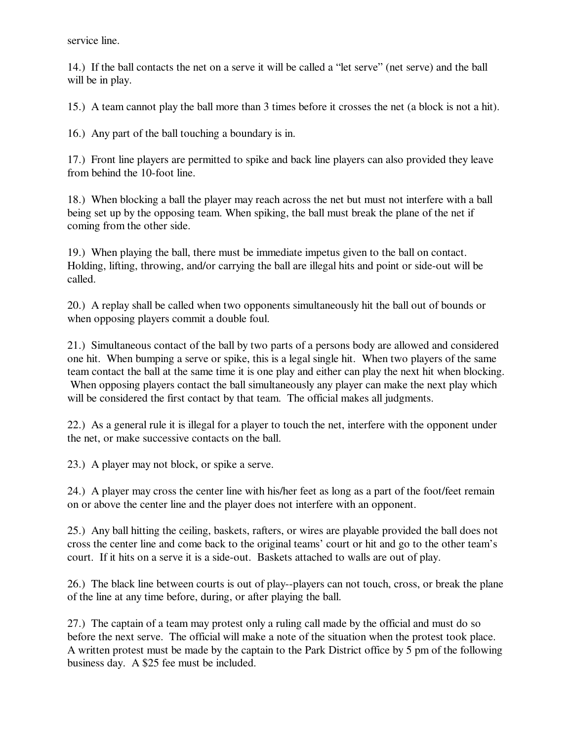service line.

14.) If the ball contacts the net on a serve it will be called a "let serve" (net serve) and the ball will be in play.

15.) A team cannot play the ball more than 3 times before it crosses the net (a block is not a hit).

16.) Any part of the ball touching a boundary is in.

17.) Front line players are permitted to spike and back line players can also provided they leave from behind the 10-foot line.

18.) When blocking a ball the player may reach across the net but must not interfere with a ball being set up by the opposing team. When spiking, the ball must break the plane of the net if coming from the other side.

19.) When playing the ball, there must be immediate impetus given to the ball on contact. Holding, lifting, throwing, and/or carrying the ball are illegal hits and point or side-out will be called.

20.) A replay shall be called when two opponents simultaneously hit the ball out of bounds or when opposing players commit a double foul.

21.) Simultaneous contact of the ball by two parts of a persons body are allowed and considered one hit. When bumping a serve or spike, this is a legal single hit. When two players of the same team contact the ball at the same time it is one play and either can play the next hit when blocking. When opposing players contact the ball simultaneously any player can make the next play which will be considered the first contact by that team. The official makes all judgments.

22.) As a general rule it is illegal for a player to touch the net, interfere with the opponent under the net, or make successive contacts on the ball.

23.) A player may not block, or spike a serve.

24.) A player may cross the center line with his/her feet as long as a part of the foot/feet remain on or above the center line and the player does not interfere with an opponent.

25.) Any ball hitting the ceiling, baskets, rafters, or wires are playable provided the ball does not cross the center line and come back to the original teams' court or hit and go to the other team's court. If it hits on a serve it is a side-out. Baskets attached to walls are out of play.

26.) The black line between courts is out of play--players can not touch, cross, or break the plane of the line at any time before, during, or after playing the ball.

27.) The captain of a team may protest only a ruling call made by the official and must do so before the next serve. The official will make a note of the situation when the protest took place. A written protest must be made by the captain to the Park District office by 5 pm of the following business day. A $25 fee must be included.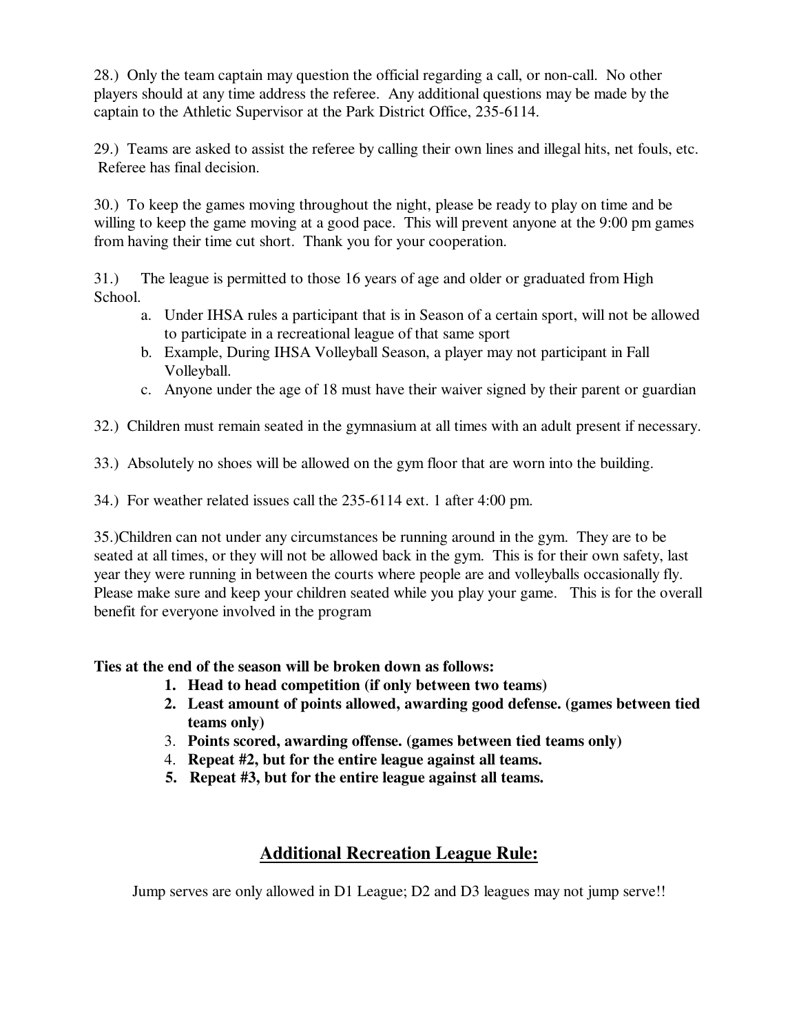28.) Only the team captain may question the official regarding a call, or non-call. No other players should at any time address the referee. Any additional questions may be made by the captain to the Athletic Supervisor at the Park District Office, 235-6114.

29.) Teams are asked to assist the referee by calling their own lines and illegal hits, net fouls, etc. Referee has final decision.

30.) To keep the games moving throughout the night, please be ready to play on time and be willing to keep the game moving at a good pace. This will prevent anyone at the 9:00 pm games from having their time cut short. Thank you for your cooperation.

31.) The league is permitted to those 16 years of age and older or graduated from High School.

   a. Under IHSA rules a participant that is in Season of a certain sport, will not be allowed to participate in a recreational league of that same sport
   b. Example, During IHSA Volleyball Season, a player may not participant in Fall Volleyball.
   c. Anyone under the age of 18 must have their waiver signed by their parent or guardian

32.) Children must remain seated in the gymnasium at all times with an adult present if necessary.

33.) Absolutely no shoes will be allowed on the gym floor that are worn into the building.

34.) For weather related issues call the 235-6114 ext. 1 after 4:00 pm.

35.)Children can not under any circumstances be running around in the gym. They are to be seated at all times, or they will not be allowed back in the gym. This is for their own safety, last year they were running in between the courts where people are and volleyballs occasionally fly. Please make sure and keep your children seated while you play your game. This is for the overall benefit for everyone involved in the program

**Ties at the end of the season will be broken down as follows:**

1. **Head to head competition (if only between two teams)**
2. **Least amount of points allowed, awarding good defense. (games between tied teams only)**
3. **Points scored, awarding offense. (games between tied teams only)**
4. **Repeat #2, but for the entire league against all teams.**
5. **Repeat #3, but for the entire league against all teams.**

## Additional Recreation League Rule:

Jump serves are only allowed in D1 League; D2 and D3 leagues may not jump serve!!